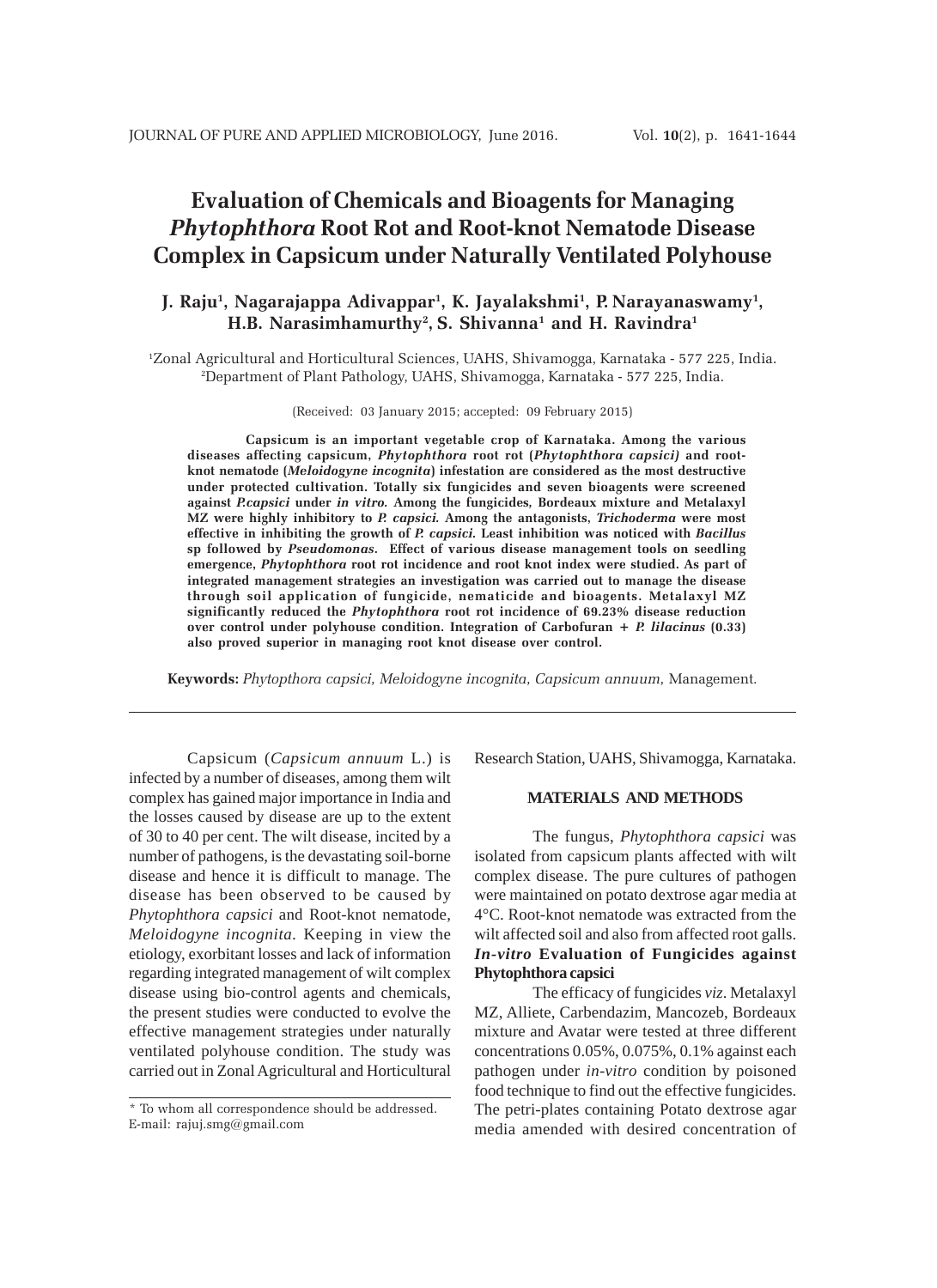# Evaluation of Chemicals and Bioagents for Managing *Phytophthora* Root Rot and Root-knot Nematode Disease Complex in Capsicum under Naturally Ventilated Polyhouse

**J. Raju[1], Nagarajappa Adivappar[1], K. Jayalakshmi[1], P. Narayanaswamy[1], H.B. Narasimhamurthy[2], S. Shivanna[1] and H. Ravindra[1]**

[1]Zonal Agricultural and Horticultural Sciences, UAHS, Shivamogga, Karnataka - 577 225, India.
[2]Department of Plant Pathology, UAHS, Shivamogga, Karnataka - 577 225, India.

(Received: 03 January 2015; accepted: 09 February 2015)

**Capsicum is an important vegetable crop of Karnataka. Among the various diseases affecting capsicum, *Phytophthora* root rot (*Phytophthora capsici)* and root-knot nematode (*Meloidogyne incognita*) infestation are considered as the most destructive under protected cultivation. Totally six fungicides and seven bioagents were screened against *P.capsici* under *in vitro.* Among the fungicides, Bordeaux mixture and Metalaxyl MZ were highly inhibitory to *P. capsici.* Among the antagonists, *Trichoderma* were most effective in inhibiting the growth of *P. capsici.* Least inhibition was noticed with *Bacillus* sp followed by *Pseudomonas*. Effect of various disease management tools on seedling emergence, *Phytophthora* root rot incidence and root knot index were studied. As part of integrated management strategies an investigation was carried out to manage the disease through soil application of fungicide, nematicide and bioagents. Metalaxyl MZ significantly reduced the *Phytophthora* root rot incidence of 69.23% disease reduction over control under polyhouse condition. Integration of Carbofuran + *P. lilacinus* (0.33) also proved superior in managing root knot disease over control.**

**Keywords:** *Phytopthora capsici, Meloidogyne incognita, Capsicum annuum,* Management.

Capsicum (*Capsicum annuum* L.) is infected by a number of diseases, among them wilt complex has gained major importance in India and the losses caused by disease are up to the extent of 30 to 40 per cent. The wilt disease, incited by a number of pathogens, is the devastating soil-borne disease and hence it is difficult to manage. The disease has been observed to be caused by *Phytophthora capsici* and Root-knot nematode, *Meloidogyne incognita*. Keeping in view the etiology, exorbitant losses and lack of information regarding integrated management of wilt complex disease using bio-control agents and chemicals, the present studies were conducted to evolve the effective management strategies under naturally ventilated polyhouse condition. The study was carried out in Zonal Agricultural and Horticultural Research Station, UAHS, Shivamogga, Karnataka.

\* To whom all correspondence should be addressed.
E-mail: rajuj.smg@gmail.com

## MATERIALS AND METHODS

The fungus, *Phytophthora capsici* was isolated from capsicum plants affected with wilt complex disease. The pure cultures of pathogen were maintained on potato dextrose agar media at 4°C. Root-knot nematode was extracted from the wilt affected soil and also from affected root galls.

### *In-vitro* Evaluation of Fungicides against Phytophthora capsici

The efficacy of fungicides *viz*. Metalaxyl MZ, Alliete, Carbendazim, Mancozeb, Bordeaux mixture and Avatar were tested at three different concentrations 0.05%, 0.075%, 0.1% against each pathogen under *in-vitro* condition by poisoned food technique to find out the effective fungicides. The petri-plates containing Potato dextrose agar media amended with desired concentration of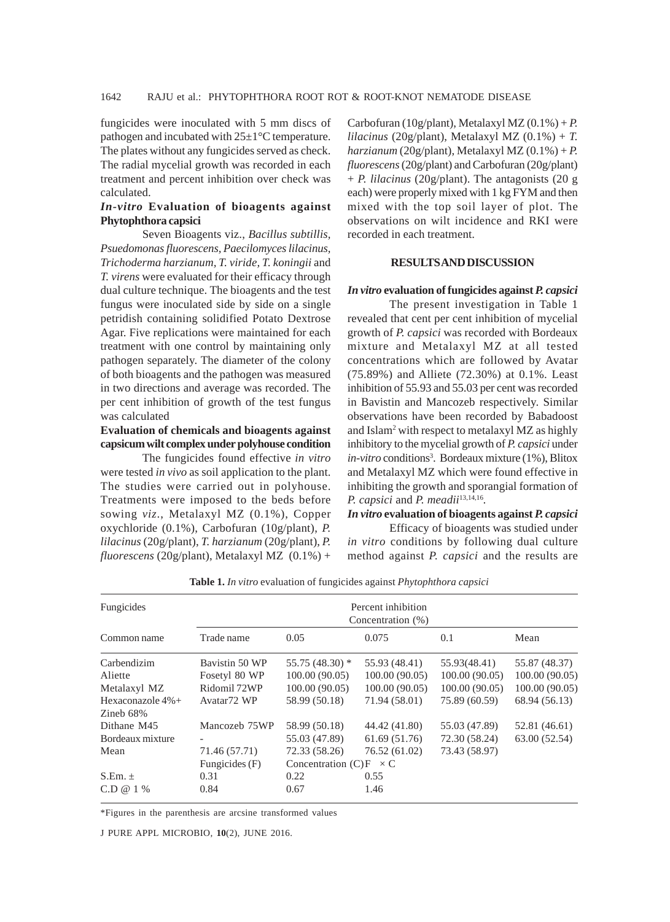fungicides were inoculated with 5 mm discs of pathogen and incubated with 25±1°C temperature. The plates without any fungicides served as check. The radial mycelial growth was recorded in each treatment and percent inhibition over check was calculated.

### *In-vitro* Evaluation of bioagents against Phytophthora capsici

Seven Bioagents viz., *Bacillus subtillis, Psuedomonas fluorescens, Paecilomyces lilacinus, Trichoderma harzianum, T. viride, T. koningii* and *T. virens* were evaluated for their efficacy through dual culture technique. The bioagents and the test fungus were inoculated side by side on a single petridish containing solidified Potato Dextrose Agar. Five replications were maintained for each treatment with one control by maintaining only pathogen separately. The diameter of the colony of both bioagents and the pathogen was measured in two directions and average was recorded. The per cent inhibition of growth of the test fungus was calculated

### Evaluation of chemicals and bioagents against capsicum wilt complex under polyhouse condition

The fungicides found effective *in vitro* were tested *in vivo* as soil application to the plant. The studies were carried out in polyhouse. Treatments were imposed to the beds before sowing *viz.*, Metalaxyl MZ (0.1%), Copper oxychloride (0.1%), Carbofuran (10g/plant), *P. lilacinus* (20g/plant), *T. harzianum* (20g/plant), *P. fluorescens* (20g/plant), Metalaxyl MZ (0.1%) + Carbofuran (10g/plant), Metalaxyl MZ (0.1%) + *P. lilacinus* (20g/plant), Metalaxyl MZ (0.1%) + *T. harzianum* (20g/plant), Metalaxyl MZ (0.1%) + *P. fluorescens* (20g/plant) and Carbofuran (20g/plant) + *P. lilacinus* (20g/plant). The antagonists (20 g each) were properly mixed with 1 kg FYM and then mixed with the top soil layer of plot. The observations on wilt incidence and RKI were recorded in each treatment.

## RESULTS AND DISCUSSION

### *In vitro* evaluation of fungicides against *P. capsici*

The present investigation in Table 1 revealed that cent per cent inhibition of mycelial growth of *P. capsici* was recorded with Bordeaux mixture and Metalaxyl MZ at all tested concentrations which are followed by Avatar (75.89%) and Alliete (72.30%) at 0.1%. Least inhibition of 55.93 and 55.03 per cent was recorded in Bavistin and Mancozeb respectively. Similar observations have been recorded by Babadoost and Islam[2] with respect to metalaxyl MZ as highly inhibitory to the mycelial growth of *P. capsici* under *in-vitro* conditions[3]. Bordeaux mixture (1%), Blitox and Metalaxyl MZ which were found effective in inhibiting the growth and sporangial formation of *P. capsici* and *P. meadii*[13,14,16].

### *In vitro* evaluation of bioagents against *P. capsici*

Efficacy of bioagents was studied under *in vitro* conditions by following dual culture method against *P. capsici* and the results are

**Table 1.** *In vitro* evaluation of fungicides against *Phytophthora capsici*

| Fungicides | | Percent inhibition Concentration (%) | | | |
|---|---|---|---|---|---|
| Common name | Trade name | 0.05 | 0.075 | 0.1 | Mean |
| Carbendizim | Bavistin 50 WP | 55.75 (48.30) * | 55.93 (48.41) | 55.93(48.41) | 55.87 (48.37) |
| Aliette | Fosetyl 80 WP | 100.00 (90.05) | 100.00 (90.05) | 100.00 (90.05) | 100.00 (90.05) |
| Metalaxyl MZ | Ridomil 72WP | 100.00 (90.05) | 100.00 (90.05) | 100.00 (90.05) | 100.00 (90.05) |
| Hexaconazole 4%+ Zineb 68% | Avatar72 WP | 58.99 (50.18) | 71.94 (58.01) | 75.89 (60.59) | 68.94 (56.13) |
| Dithane M45 | Mancozeb 75WP | 58.99 (50.18) | 44.42 (41.80) | 55.03 (47.89) | 52.81 (46.61) |
| Bordeaux mixture | - | 55.03 (47.89) | 61.69 (51.76) | 72.30 (58.24) | 63.00 (52.54) |
| Mean | 71.46 (57.71) | 72.33 (58.26) | 76.52 (61.02) | 73.43 (58.97) | |
| | Fungicides (F) | Concentration (C) | F × C | | |
| S.Em. ± | 0.31 | 0.22 | 0.55 | | |
| C.D @ 1 % | 0.84 | 0.67 | 1.46 | | |

*Figures in the parenthesis are arcsine transformed values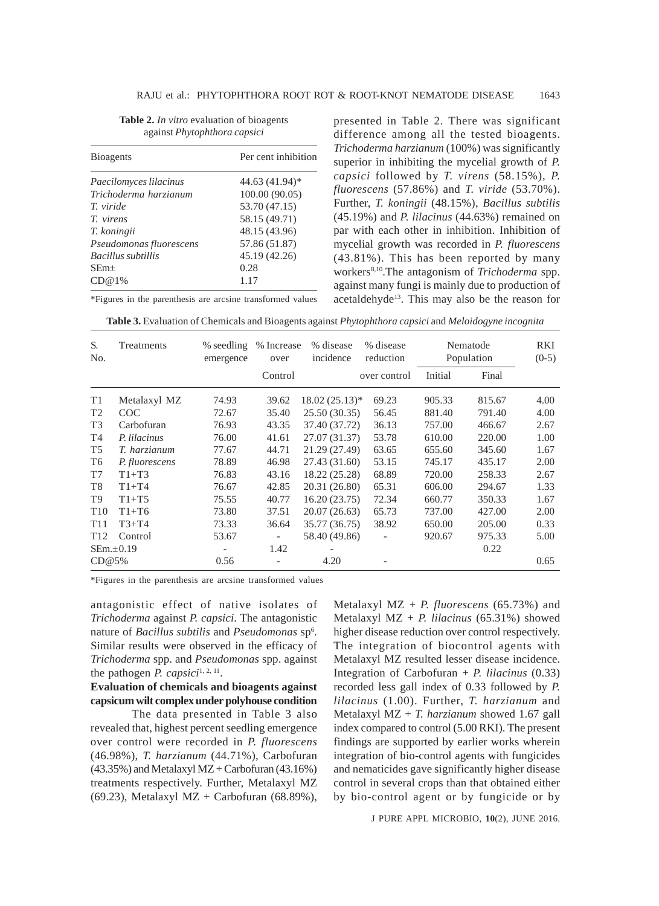**Table 2.** *In vitro* evaluation of bioagents against *Phytophthora capsici*

| Bioagents | Per cent inhibition |
|---|---|
| *Paecilomyces lilacinus* | 44.63 (41.94)* |
| *Trichoderma harzianum* | 100.00 (90.05) |
| *T. viride* | 53.70 (47.15) |
| *T. virens* | 58.15 (49.71) |
| *T. koningii* | 48.15 (43.96) |
| *Pseudomonas fluorescens* | 57.86 (51.87) |
| *Bacillus subtillis* | 45.19 (42.26) |
| SEm± | 0.28 |
| CD@1% | 1.17 |

*Figures in the parenthesis are arcsine transformed values

presented in Table 2. There was significant difference among all the tested bioagents. *Trichoderma harzianum* (100%) was significantly superior in inhibiting the mycelial growth of *P. capsici* followed by *T. virens* (58.15%), *P. fluorescens* (57.86%) and *T. viride* (53.70%). Further, *T. koningii* (48.15%), *Bacillus subtilis* (45.19%) and *P. lilacinus* (44.63%) remained on par with each other in inhibition. Inhibition of mycelial growth was recorded in *P. fluorescens* (43.81%). This has been reported by many workers[8,10].The antagonism of *Trichoderma* spp. against many fungi is mainly due to production of acetaldehyde[13]. This may also be the reason for antagonistic effect of native isolates of *Trichoderma* against *P. capsici*. The antagonistic nature of *Bacillus subtilis* and *Pseudomonas* sp[6]. Similar results were observed in the efficacy of *Trichoderma* spp. and *Pseudomonas* spp. against the pathogen *P. capsici*[1, 2, 11].

**Table 3.** Evaluation of Chemicals and Bioagents against *Phytophthora capsici* and *Meloidogyne incognita*

| S. No. | Treatments | % seedling emergence | % Increase over Control | % disease incidence | % disease reduction over control | Nematode Population Initial | Nematode Population Final | RKI (0-5) |
|---|---|---|---|---|---|---|---|---|
| T1 | Metalaxyl MZ | 74.93 | 39.62 | 18.02 (25.13)* | 69.23 | 905.33 | 815.67 | 4.00 |
| T2 | COC | 72.67 | 35.40 | 25.50 (30.35) | 56.45 | 881.40 | 791.40 | 4.00 |
| T3 | Carbofuran | 76.93 | 43.35 | 37.40 (37.72) | 36.13 | 757.00 | 466.67 | 2.67 |
| T4 | *P. lilacinus* | 76.00 | 41.61 | 27.07 (31.37) | 53.78 | 610.00 | 220.00 | 1.00 |
| T5 | *T. harzianum* | 77.67 | 44.71 | 21.29 (27.49) | 63.65 | 655.60 | 345.60 | 1.67 |
| T6 | *P. fluorescens* | 78.89 | 46.98 | 27.43 (31.60) | 53.15 | 745.17 | 435.17 | 2.00 |
| T7 | T1+T3 | 76.83 | 43.16 | 18.22 (25.28) | 68.89 | 720.00 | 258.33 | 2.67 |
| T8 | T1+T4 | 76.67 | 42.85 | 20.31 (26.80) | 65.31 | 606.00 | 294.67 | 1.33 |
| T9 | T1+T5 | 75.55 | 40.77 | 16.20 (23.75) | 72.34 | 660.77 | 350.33 | 1.67 |
| T10 | T1+T6 | 73.80 | 37.51 | 20.07 (26.63) | 65.73 | 737.00 | 427.00 | 2.00 |
| T11 | T3+T4 | 73.33 | 36.64 | 35.77 (36.75) | 38.92 | 650.00 | 205.00 | 0.33 |
| T12 | Control | 53.67 | - | 58.40 (49.86) | - | 920.67 | 975.33 | 5.00 |
| SEm.±0.19 | | - | 1.42 | - | | | 0.22 | |
| CD@5% | | 0.56 | - | 4.20 | - | | | 0.65 |

*Figures in the parenthesis are arcsine transformed values

### Evaluation of chemicals and bioagents against capsicum wilt complex under polyhouse condition

The data presented in Table 3 also revealed that, highest percent seedling emergence over control were recorded in *P. fluorescens* (46.98%), *T. harzianum* (44.71%), Carbofuran (43.35%) and Metalaxyl MZ + Carbofuran (43.16%) treatments respectively. Further, Metalaxyl MZ (69.23), Metalaxyl MZ + Carbofuran (68.89%), Metalaxyl MZ + *P. fluorescens* (65.73%) and Metalaxyl MZ + *P. lilacinus* (65.31%) showed higher disease reduction over control respectively. The integration of biocontrol agents with Metalaxyl MZ resulted lesser disease incidence. Integration of Carbofuran + *P. lilacinus* (0.33) recorded less gall index of 0.33 followed by *P. lilacinus* (1.00). Further, *T. harzianum* and Metalaxyl MZ + *T. harzianum* showed 1.67 gall index compared to control (5.00 RKI). The present findings are supported by earlier works wherein integration of bio-control agents with fungicides and nematicides gave significantly higher disease control in several crops than that obtained either by bio-control agent or by fungicide or by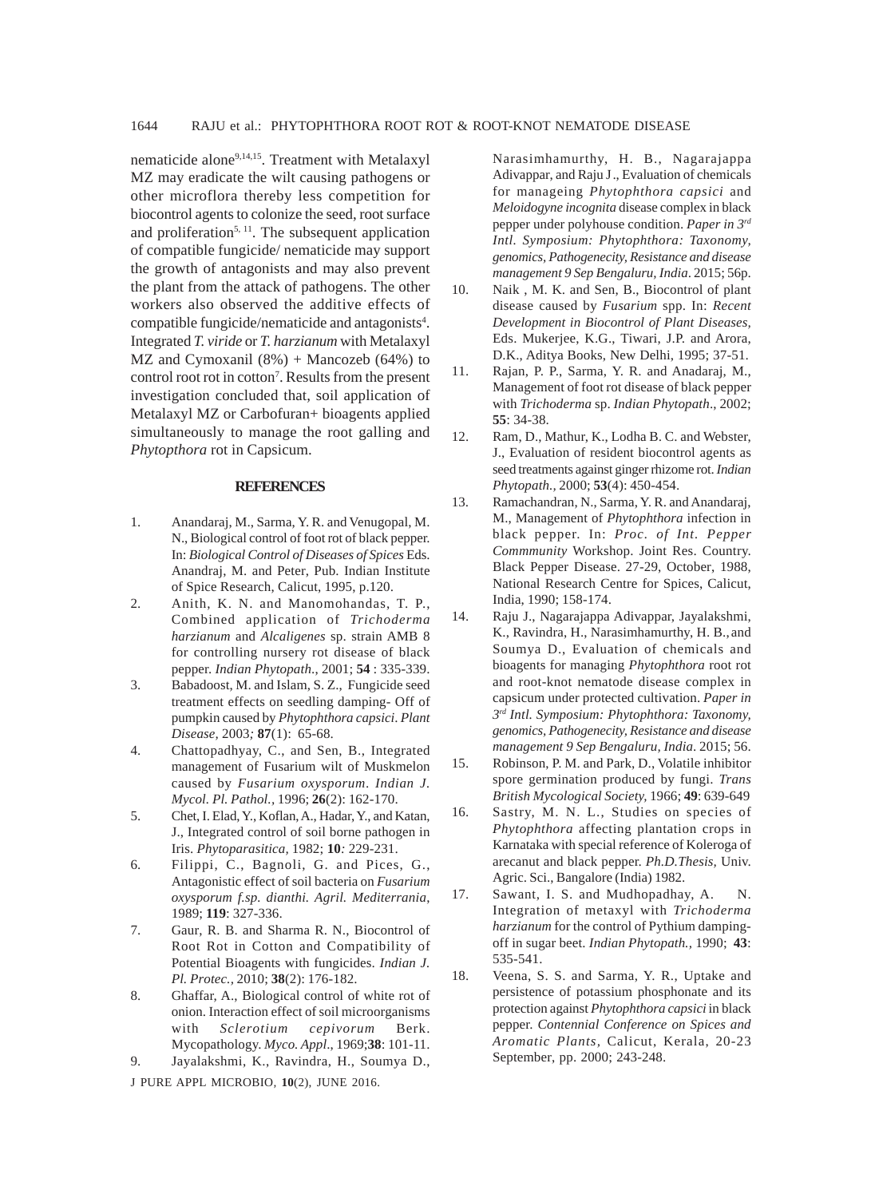nematicide alone[9,14,15]. Treatment with Metalaxyl MZ may eradicate the wilt causing pathogens or other microflora thereby less competition for biocontrol agents to colonize the seed, root surface and proliferation[5, 11]. The subsequent application of compatible fungicide/ nematicide may support the growth of antagonists and may also prevent the plant from the attack of pathogens. The other workers also observed the additive effects of compatible fungicide/nematicide and antagonists[4]. Integrated *T. viride* or *T. harzianum* with Metalaxyl MZ and Cymoxanil (8%) + Mancozeb (64%) to control root rot in cotton[7]. Results from the present investigation concluded that, soil application of Metalaxyl MZ or Carbofuran+ bioagents applied simultaneously to manage the root galling and *Phytopthora* rot in Capsicum.

## REFERENCES

1. Anandaraj, M., Sarma, Y. R. and Venugopal, M. N., Biological control of foot rot of black pepper. In: *Biological Control of Diseases of Spices* Eds. Anandraj, M. and Peter, Pub. Indian Institute of Spice Research, Calicut, 1995, p.120.
2. Anith, K. N. and Manomohandas, T. P., Combined application of *Trichoderma harzianum* and *Alcaligenes* sp. strain AMB 8 for controlling nursery rot disease of black pepper. *Indian Phytopath.*, 2001; **54** : 335-339.
3. Babadoost, M. and Islam, S. Z., Fungicide seed treatment effects on seedling damping- Off of pumpkin caused by *Phytophthora capsici*. *Plant Disease,* 2003*;* **87**(1): 65-68.
4. Chattopadhyay, C., and Sen, B., Integrated management of Fusarium wilt of Muskmelon caused by *Fusarium oxysporum*. *Indian J. Mycol. Pl. Pathol.,* 1996; **26**(2): 162-170.
5. Chet, I. Elad, Y., Koflan, A., Hadar, Y., and Katan, J., Integrated control of soil borne pathogen in Iris. *Phytoparasitica,* 1982; **10***:* 229-231.
6. Filippi, C., Bagnoli, G. and Pices, G., Antagonistic effect of soil bacteria on *Fusarium oxysporum f.sp. dianthi. Agril. Mediterrania*, 1989; **119**: 327-336.
7. Gaur, R. B. and Sharma R. N., Biocontrol of Root Rot in Cotton and Compatibility of Potential Bioagents with fungicides. *Indian J. Pl. Protec.,* 2010; **38**(2): 176-182.
8. Ghaffar, A., Biological control of white rot of onion. Interaction effect of soil microorganisms with *Sclerotium cepivorum* Berk. Mycopathology. *Myco. Appl*., 1969;**38**: 101-11.
9. Jayalakshmi, K., Ravindra, H., Soumya D., Narasimhamurthy, H. B., Nagarajappa Adivappar, and Raju J., Evaluation of chemicals for manageing *Phytophthora capsici* and *Meloidogyne incognita* disease complex in black pepper under polyhouse condition. *Paper in 3rd Intl. Symposium: Phytophthora: Taxonomy, genomics, Pathogenecity, Resistance and disease management 9 Sep Bengaluru, India*. 2015; 56p.
10. Naik , M. K. and Sen, B., Biocontrol of plant disease caused by *Fusarium* spp. In: *Recent Development in Biocontrol of Plant Diseases,* Eds. Mukerjee, K.G., Tiwari, J.P. and Arora, D.K., Aditya Books, New Delhi, 1995; 37-51.
11. Rajan, P. P., Sarma, Y. R. and Anadaraj, M., Management of foot rot disease of black pepper with *Trichoderma* sp. *Indian Phytopath*., 2002; **55**: 34-38.
12. Ram, D., Mathur, K., Lodha B. C. and Webster, J., Evaluation of resident biocontrol agents as seed treatments against ginger rhizome rot. *Indian Phytopath.,* 2000; **53**(4): 450-454.
13. Ramachandran, N., Sarma, Y. R. and Anandaraj, M., Management of *Phytophthora* infection in black pepper. In: *Proc. of Int. Pepper Commmunity* Workshop. Joint Res. Country. Black Pepper Disease. 27-29, October, 1988, National Research Centre for Spices, Calicut, India, 1990; 158-174.
14. Raju J., Nagarajappa Adivappar, Jayalakshmi, K., Ravindra, H., Narasimhamurthy, H. B., and Soumya D., Evaluation of chemicals and bioagents for managing *Phytophthora* root rot and root-knot nematode disease complex in capsicum under protected cultivation. *Paper in 3rd Intl. Symposium: Phytophthora: Taxonomy, genomics, Pathogenecity, Resistance and disease management 9 Sep Bengaluru, India*. 2015; 56.
15. Robinson, P. M. and Park, D., Volatile inhibitor spore germination produced by fungi. *Trans British Mycological Society,* 1966; **49**: 639-649
16. Sastry, M. N. L., Studies on species of *Phytophthora* affecting plantation crops in Karnataka with special reference of Koleroga of arecanut and black pepper. *Ph.D.Thesis,* Univ. Agric. Sci., Bangalore (India) 1982.
17. Sawant, I. S. and Mudhopadhay, A. N. Integration of metaxyl with *Trichoderma harzianum* for the control of Pythium damping-off in sugar beet. *Indian Phytopath.,* 1990; **43**: 535-541.
18. Veena, S. S. and Sarma, Y. R., Uptake and persistence of potassium phosphonate and its protection against *Phytophthora capsici* in black pepper. *Contennial Conference on Spices and Aromatic Plants,* Calicut, Kerala, 20-23 September, pp. 2000; 243-248.